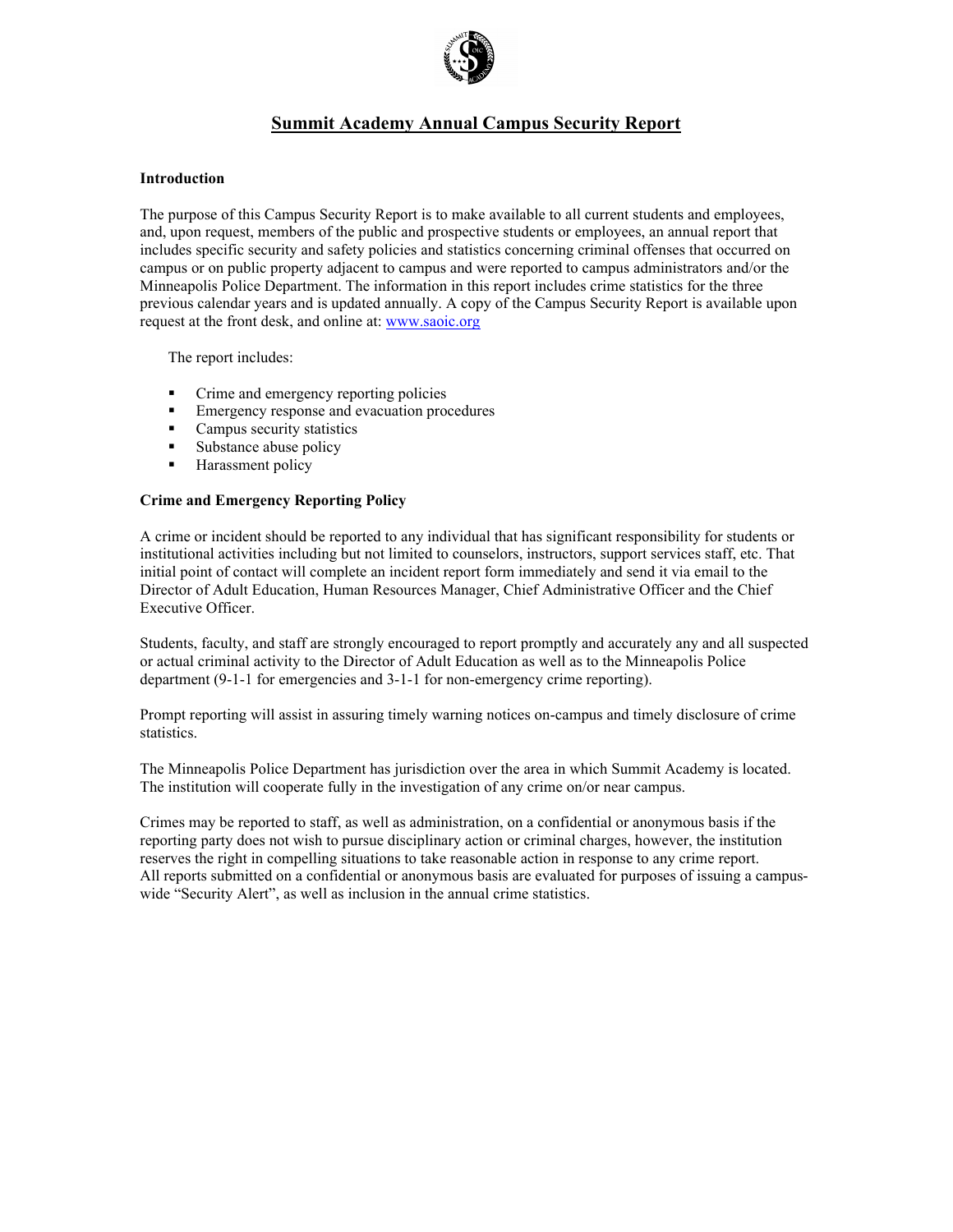# Summit Academy Annual Campus Security Report

### Introduction

The purpose of this Campus Security Report is to make available to all current students and employees, and, upon request, members of the public and prospective students or employees, an annual report that includes specific security and safety policies and statistics concerning criminal offenses that occurred on campus or on public property adjacent to campus and were reported to campus administrators and/or the Minneapolis Police Department. The information in this report includes crime statistics for the three previous calendar years and is updated annually. A copy of the Campus Security Report is available upon request at the front desk, and online at: www.saoic.org

The report includes:

- Crime and emergency reporting policies
- Emergency response and evacuation procedures
- Campus security statistics
- Substance abuse policy
- Harassment policy

### Crime and Emergency Reporting Policy

A crime or incident should be reported to any individual that has significant responsibility for students or institutional activities including but not limited to counselors, instructors, support services staff, etc. That initial point of contact will complete an incident report form immediately and send it via email to the Director of Adult Education, Human Resources Manager, Chief Administrative Officer and the Chief Executive Officer.

Students, faculty, and staff are strongly encouraged to report promptly and accurately any and all suspected or actual criminal activity to the Director of Adult Education as well as to the Minneapolis Police department (9-1-1 for emergencies and 3-1-1 for non-emergency crime reporting).

Prompt reporting will assist in assuring timely warning notices on-campus and timely disclosure of crime statistics.

The Minneapolis Police Department has jurisdiction over the area in which Summit Academy is located. The institution will cooperate fully in the investigation of any crime on/or near campus.

Crimes may be reported to staff, as well as administration, on a confidential or anonymous basis if the reporting party does not wish to pursue disciplinary action or criminal charges, however, the institution reserves the right in compelling situations to take reasonable action in response to any crime report. All reports submitted on a confidential or anonymous basis are evaluated for purposes of issuing a campus-wide "Security Alert", as well as inclusion in the annual crime statistics.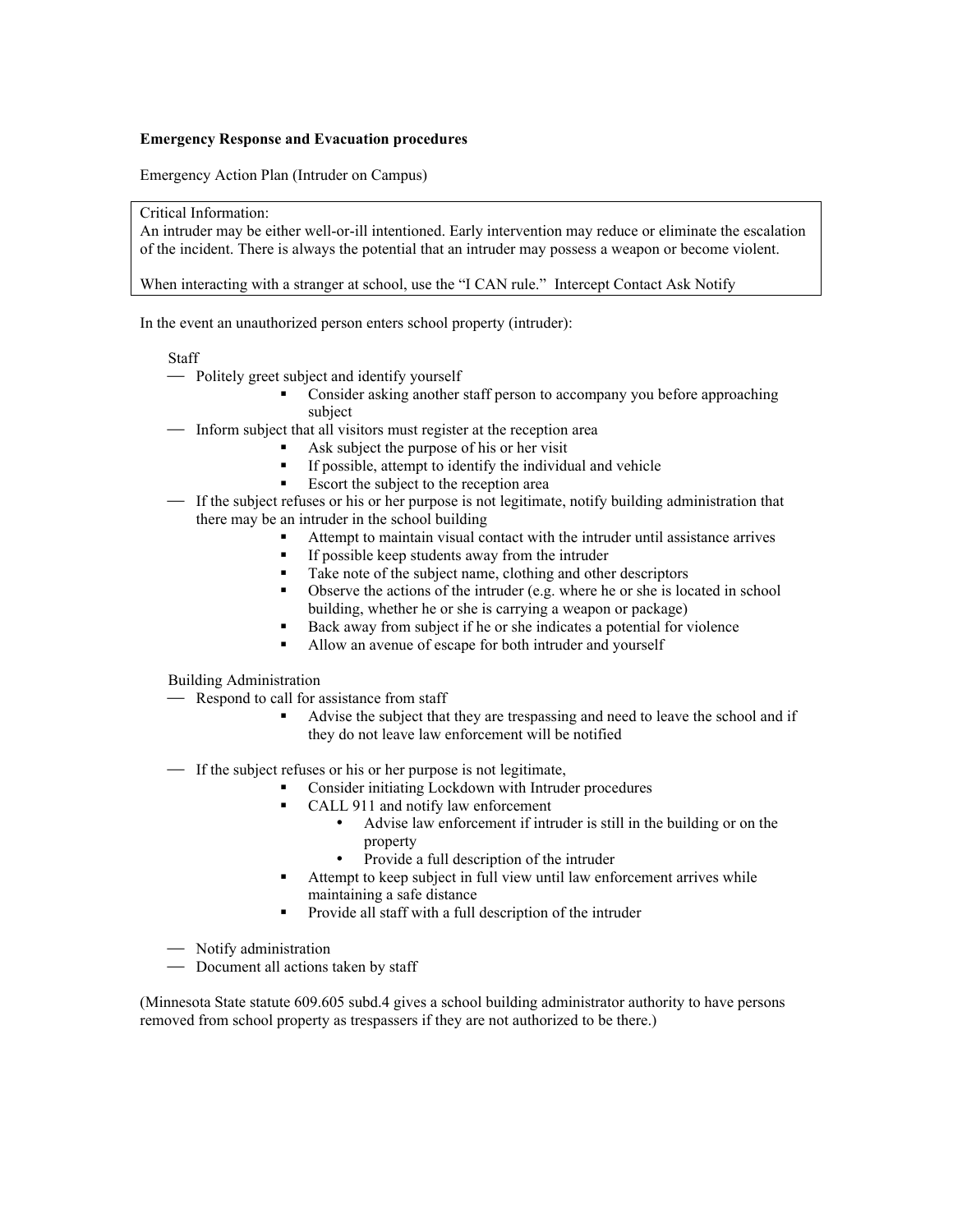**Emergency Response and Evacuation procedures**

Emergency Action Plan (Intruder on Campus)

> Critical Information:
> An intruder may be either well-or-ill intentioned. Early intervention may reduce or eliminate the escalation of the incident. There is always the potential that an intruder may possess a weapon or become violent.
>
> When interacting with a stranger at school, use the "I CAN rule." Intercept Contact Ask Notify

In the event an unauthorized person enters school property (intruder):

Staff

- Politely greet subject and identify yourself
  - Consider asking another staff person to accompany you before approaching subject
- Inform subject that all visitors must register at the reception area
  - Ask subject the purpose of his or her visit
  - If possible, attempt to identify the individual and vehicle
  - Escort the subject to the reception area
- If the subject refuses or his or her purpose is not legitimate, notify building administration that there may be an intruder in the school building
  - Attempt to maintain visual contact with the intruder until assistance arrives
  - If possible keep students away from the intruder
  - Take note of the subject name, clothing and other descriptors
  - Observe the actions of the intruder (e.g. where he or she is located in school building, whether he or she is carrying a weapon or package)
  - Back away from subject if he or she indicates a potential for violence
  - Allow an avenue of escape for both intruder and yourself

Building Administration

- Respond to call for assistance from staff
  - Advise the subject that they are trespassing and need to leave the school and if they do not leave law enforcement will be notified
- If the subject refuses or his or her purpose is not legitimate,
  - Consider initiating Lockdown with Intruder procedures
  - CALL 911 and notify law enforcement
    - Advise law enforcement if intruder is still in the building or on the property
    - Provide a full description of the intruder
  - Attempt to keep subject in full view until law enforcement arrives while maintaining a safe distance
  - Provide all staff with a full description of the intruder
- Notify administration
- Document all actions taken by staff

(Minnesota State statute 609.605 subd.4 gives a school building administrator authority to have persons removed from school property as trespassers if they are not authorized to be there.)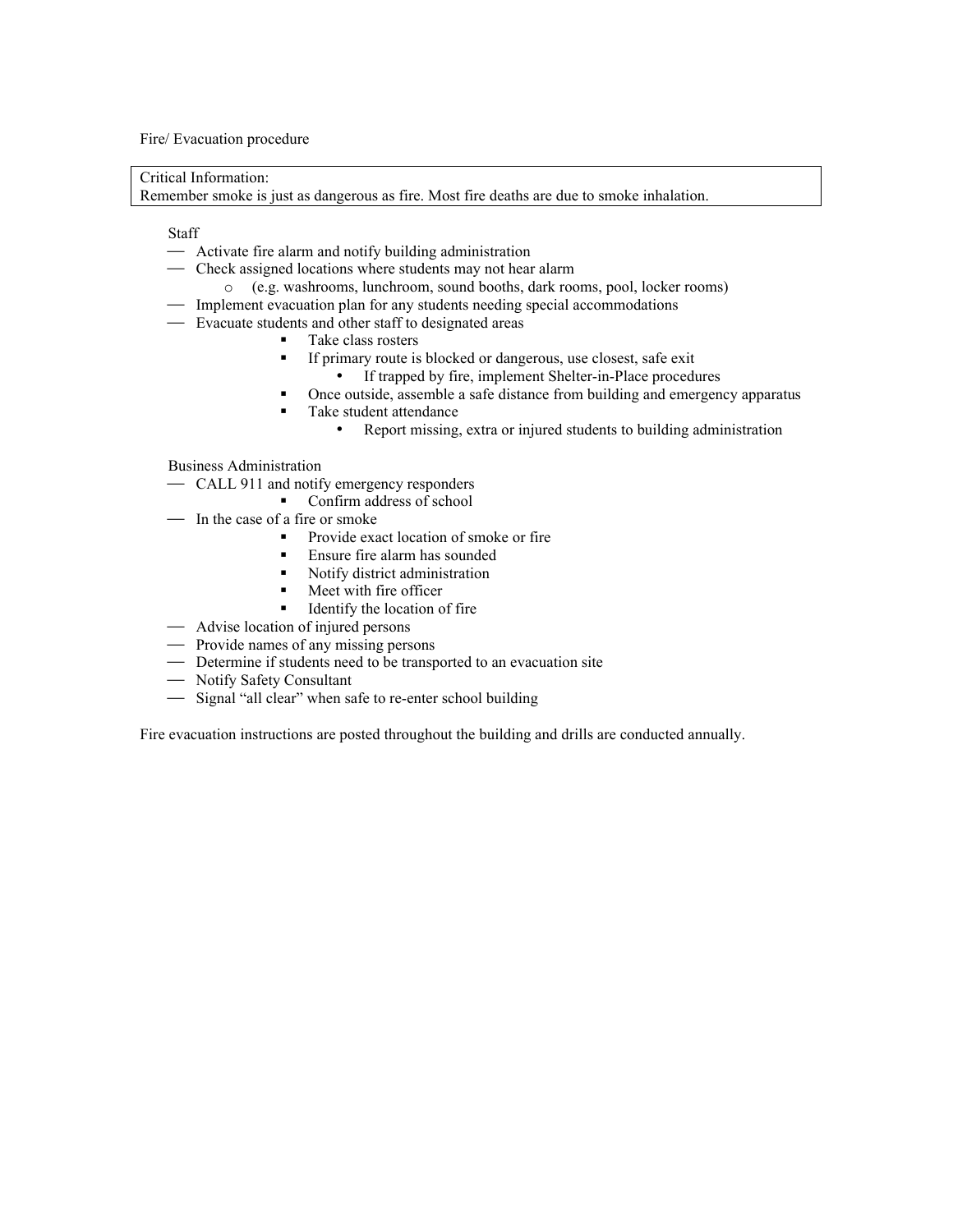Fire/ Evacuation procedure

| Critical Information: |
| --- |
| Remember smoke is just as dangerous as fire. Most fire deaths are due to smoke inhalation. |

Staff

- Activate fire alarm and notify building administration
- Check assigned locations where students may not hear alarm
  - (e.g. washrooms, lunchroom, sound booths, dark rooms, pool, locker rooms)
- Implement evacuation plan for any students needing special accommodations
- Evacuate students and other staff to designated areas
  - Take class rosters
  - If primary route is blocked or dangerous, use closest, safe exit
    - If trapped by fire, implement Shelter-in-Place procedures
  - Once outside, assemble a safe distance from building and emergency apparatus
  - Take student attendance
    - Report missing, extra or injured students to building administration

Business Administration

- CALL 911 and notify emergency responders
  - Confirm address of school
- In the case of a fire or smoke
  - Provide exact location of smoke or fire
  - Ensure fire alarm has sounded
  - Notify district administration
  - Meet with fire officer
  - Identify the location of fire
- Advise location of injured persons
- Provide names of any missing persons
- Determine if students need to be transported to an evacuation site
- Notify Safety Consultant
- Signal "all clear" when safe to re-enter school building

Fire evacuation instructions are posted throughout the building and drills are conducted annually.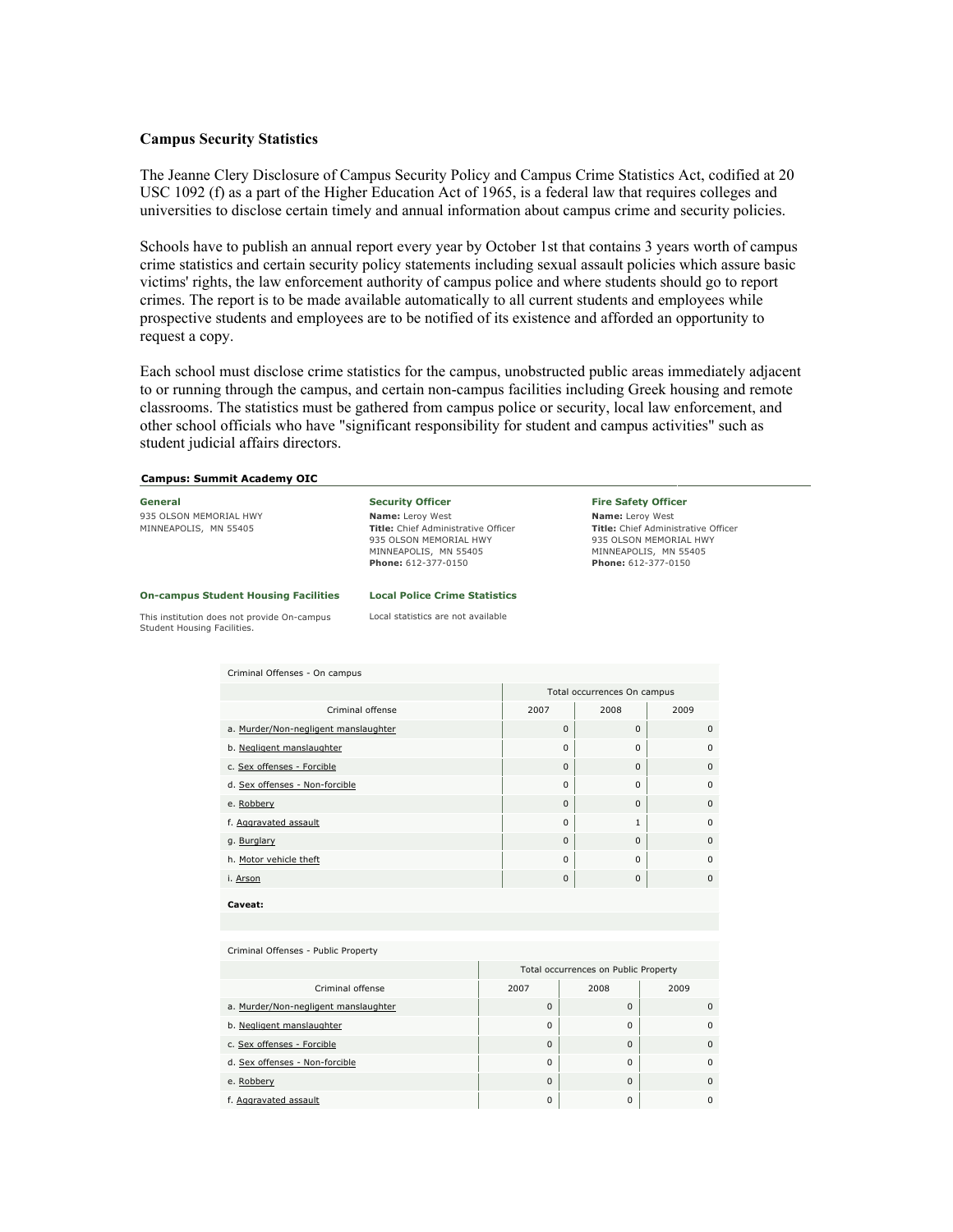**Campus Security Statistics**

The Jeanne Clery Disclosure of Campus Security Policy and Campus Crime Statistics Act, codified at 20 USC 1092 (f) as a part of the Higher Education Act of 1965, is a federal law that requires colleges and universities to disclose certain timely and annual information about campus crime and security policies.

Schools have to publish an annual report every year by October 1st that contains 3 years worth of campus crime statistics and certain security policy statements including sexual assault policies which assure basic victims' rights, the law enforcement authority of campus police and where students should go to report crimes. The report is to be made available automatically to all current students and employees while prospective students and employees are to be notified of its existence and afforded an opportunity to request a copy.

Each school must disclose crime statistics for the campus, unobstructed public areas immediately adjacent to or running through the campus, and certain non-campus facilities including Greek housing and remote classrooms. The statistics must be gathered from campus police or security, local law enforcement, and other school officials who have "significant responsibility for student and campus activities" such as student judicial affairs directors.

**Campus: Summit Academy OIC**

**General**
935 OLSON MEMORIAL HWY
MINNEAPOLIS, MN 55405

**Security Officer**
**Name:** Leroy West
**Title:** Chief Administrative Officer
935 OLSON MEMORIAL HWY
MINNEAPOLIS, MN 55405
**Phone:** 612-377-0150

**Fire Safety Officer**
**Name:** Leroy West
**Title:** Chief Administrative Officer
935 OLSON MEMORIAL HWY
MINNEAPOLIS, MN 55405
**Phone:** 612-377-0150

**On-campus Student Housing Facilities**

This institution does not provide On-campus Student Housing Facilities.

**Local Police Crime Statistics**

Local statistics are not available

Criminal Offenses - On campus

| | Total occurrences On campus | | |
|---|---|---|---|
| Criminal offense | 2007 | 2008 | 2009 |
| a. Murder/Non-negligent manslaughter | 0 | 0 | 0 |
| b. Negligent manslaughter | 0 | 0 | 0 |
| c. Sex offenses - Forcible | 0 | 0 | 0 |
| d. Sex offenses - Non-forcible | 0 | 0 | 0 |
| e. Robbery | 0 | 0 | 0 |
| f. Aggravated assault | 0 | 1 | 0 |
| g. Burglary | 0 | 0 | 0 |
| h. Motor vehicle theft | 0 | 0 | 0 |
| i. Arson | 0 | 0 | 0 |

**Caveat:**

Criminal Offenses - Public Property

| | Total occurrences on Public Property | | |
|---|---|---|---|
| Criminal offense | 2007 | 2008 | 2009 |
| a. Murder/Non-negligent manslaughter | 0 | 0 | 0 |
| b. Negligent manslaughter | 0 | 0 | 0 |
| c. Sex offenses - Forcible | 0 | 0 | 0 |
| d. Sex offenses - Non-forcible | 0 | 0 | 0 |
| e. Robbery | 0 | 0 | 0 |
| f. Aggravated assault | 0 | 0 | 0 |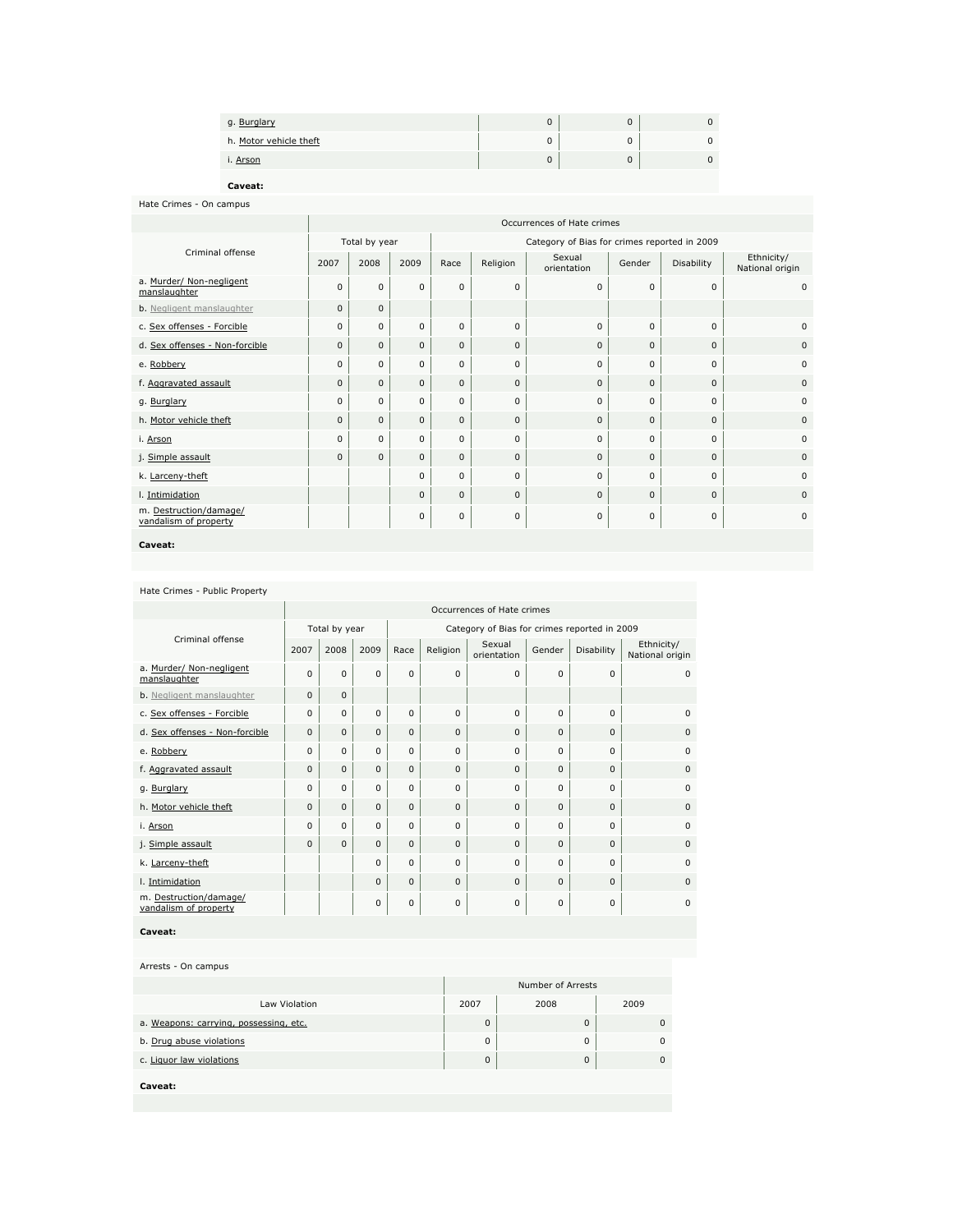| | | | |
|---|---|---|---|
| g. Burglary | 0 | 0 | 0 |
| h. Motor vehicle theft | 0 | 0 | 0 |
| i. Arson | 0 | 0 | 0 |

**Caveat:**

Hate Crimes - On campus

| Criminal offense | Occurrences of Hate crimes | | | | | | | | |
|---|---|---|---|---|---|---|---|---|---|
| | Total by year | | | Category of Bias for crimes reported in 2009 | | | | | |
| | 2007 | 2008 | 2009 | Race | Religion | Sexual orientation | Gender | Disability | Ethnicity/ National origin |
| a. Murder/ Non-negligent manslaughter | 0 | 0 | 0 | 0 | 0 | 0 | 0 | 0 | 0 |
| b. Negligent manslaughter | 0 | 0 | | | | | | | |
| c. Sex offenses - Forcible | 0 | 0 | 0 | 0 | 0 | 0 | 0 | 0 | 0 |
| d. Sex offenses - Non-forcible | 0 | 0 | 0 | 0 | 0 | 0 | 0 | 0 | 0 |
| e. Robbery | 0 | 0 | 0 | 0 | 0 | 0 | 0 | 0 | 0 |
| f. Aggravated assault | 0 | 0 | 0 | 0 | 0 | 0 | 0 | 0 | 0 |
| g. Burglary | 0 | 0 | 0 | 0 | 0 | 0 | 0 | 0 | 0 |
| h. Motor vehicle theft | 0 | 0 | 0 | 0 | 0 | 0 | 0 | 0 | 0 |
| i. Arson | 0 | 0 | 0 | 0 | 0 | 0 | 0 | 0 | 0 |
| j. Simple assault | 0 | 0 | 0 | 0 | 0 | 0 | 0 | 0 | 0 |
| k. Larceny-theft | | | 0 | 0 | 0 | 0 | 0 | 0 | 0 |
| l. Intimidation | | | 0 | 0 | 0 | 0 | 0 | 0 | 0 |
| m. Destruction/damage/ vandalism of property | | | 0 | 0 | 0 | 0 | 0 | 0 | 0 |

**Caveat:**

Hate Crimes - Public Property

| Criminal offense | Occurrences of Hate crimes | | | | | | | | |
|---|---|---|---|---|---|---|---|---|---|
| | Total by year | | | Category of Bias for crimes reported in 2009 | | | | | |
| | 2007 | 2008 | 2009 | Race | Religion | Sexual orientation | Gender | Disability | Ethnicity/ National origin |
| a. Murder/ Non-negligent manslaughter | 0 | 0 | 0 | 0 | 0 | 0 | 0 | 0 | 0 |
| b. Negligent manslaughter | 0 | 0 | | | | | | | |
| c. Sex offenses - Forcible | 0 | 0 | 0 | 0 | 0 | 0 | 0 | 0 | 0 |
| d. Sex offenses - Non-forcible | 0 | 0 | 0 | 0 | 0 | 0 | 0 | 0 | 0 |
| e. Robbery | 0 | 0 | 0 | 0 | 0 | 0 | 0 | 0 | 0 |
| f. Aggravated assault | 0 | 0 | 0 | 0 | 0 | 0 | 0 | 0 | 0 |
| g. Burglary | 0 | 0 | 0 | 0 | 0 | 0 | 0 | 0 | 0 |
| h. Motor vehicle theft | 0 | 0 | 0 | 0 | 0 | 0 | 0 | 0 | 0 |
| i. Arson | 0 | 0 | 0 | 0 | 0 | 0 | 0 | 0 | 0 |
| j. Simple assault | 0 | 0 | 0 | 0 | 0 | 0 | 0 | 0 | 0 |
| k. Larceny-theft | | | 0 | 0 | 0 | 0 | 0 | 0 | 0 |
| l. Intimidation | | | 0 | 0 | 0 | 0 | 0 | 0 | 0 |
| m. Destruction/damage/ vandalism of property | | | 0 | 0 | 0 | 0 | 0 | 0 | 0 |

**Caveat:**

Arrests - On campus

| Law Violation | Number of Arrests | | |
|---|---|---|---|
| | 2007 | 2008 | 2009 |
| a. Weapons: carrying, possessing, etc. | 0 | 0 | 0 |
| b. Drug abuse violations | 0 | 0 | 0 |
| c. Liquor law violations | 0 | 0 | 0 |

**Caveat:**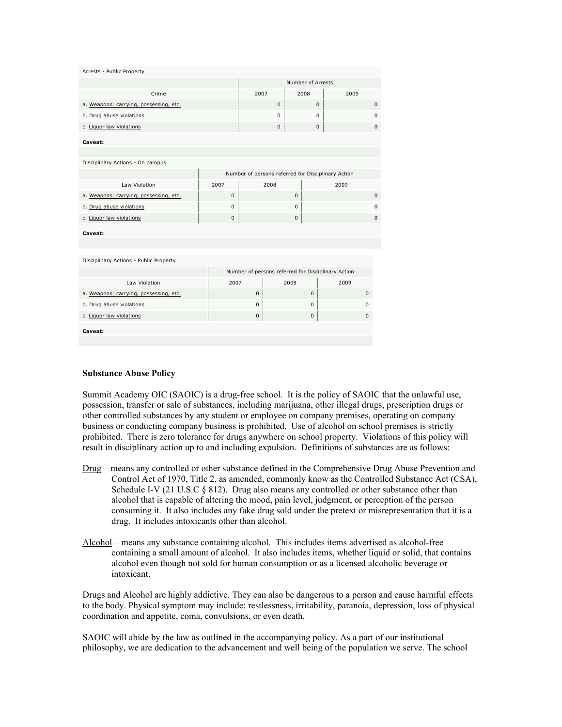| Arrests - Public Property | | | |
|---|---|---|---|
| | Number of Arrests | | |
| Crime | 2007 | 2008 | 2009 |
| a. Weapons: carrying, possessing, etc. | 0 | 0 | 0 |
| b. Drug abuse violations | 0 | 0 | 0 |
| c. Liquor law violations | 0 | 0 | 0 |

**Caveat:**

| Disciplinary Actions - On campus | | | |
|---|---|---|---|
| | Number of persons referred for Disciplinary Action | | |
| Law Violation | 2007 | 2008 | 2009 |
| a. Weapons: carrying, possessing, etc. | 0 | 0 | 0 |
| b. Drug abuse violations | 0 | 0 | 0 |
| c. Liquor law violations | 0 | 0 | 0 |

**Caveat:**

| Disciplinary Actions - Public Property | | | |
|---|---|---|---|
| | Number of persons referred for Disciplinary Action | | |
| Law Violation | 2007 | 2008 | 2009 |
| a. Weapons: carrying, possessing, etc. | 0 | 0 | 0 |
| b. Drug abuse violations | 0 | 0 | 0 |
| c. Liquor law violations | 0 | 0 | 0 |

**Caveat:**

**Substance Abuse Policy**

Summit Academy OIC (SAOIC) is a drug-free school. It is the policy of SAOIC that the unlawful use, possession, transfer or sale of substances, including marijuana, other illegal drugs, prescription drugs or other controlled substances by any student or employee on company premises, operating on company business or conducting company business is prohibited. Use of alcohol on school premises is strictly prohibited. There is zero tolerance for drugs anywhere on school property. Violations of this policy will result in disciplinary action up to and including expulsion. Definitions of substances are as follows:

Drug – means any controlled or other substance defined in the Comprehensive Drug Abuse Prevention and Control Act of 1970, Title 2, as amended, commonly know as the Controlled Substance Act (CSA), Schedule I-V (21 U.S.C § 812). Drug also means any controlled or other substance other than alcohol that is capable of altering the mood, pain level, judgment, or perception of the person consuming it. It also includes any fake drug sold under the pretext or misrepresentation that it is a drug. It includes intoxicants other than alcohol.

Alcohol – means any substance containing alcohol. This includes items advertised as alcohol-free containing a small amount of alcohol. It also includes items, whether liquid or solid, that contains alcohol even though not sold for human consumption or as a licensed alcoholic beverage or intoxicant.

Drugs and Alcohol are highly addictive. They can also be dangerous to a person and cause harmful effects to the body. Physical symptom may include: restlessness, irritability, paranoia, depression, loss of physical coordination and appetite, coma, convulsions, or even death.

SAOIC will abide by the law as outlined in the accompanying policy. As a part of our institutional philosophy, we are dedication to the advancement and well being of the population we serve. The school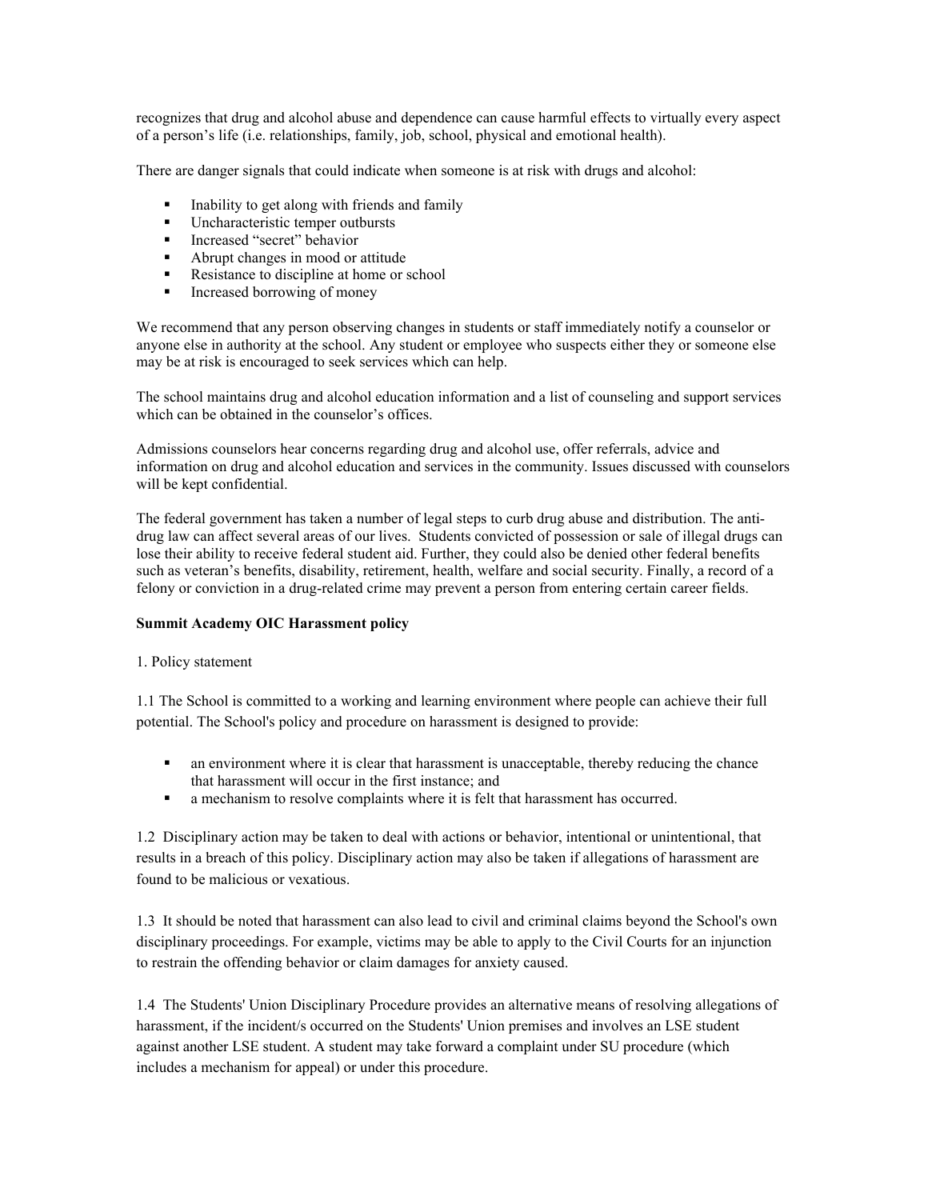recognizes that drug and alcohol abuse and dependence can cause harmful effects to virtually every aspect of a person's life (i.e. relationships, family, job, school, physical and emotional health).

There are danger signals that could indicate when someone is at risk with drugs and alcohol:

- Inability to get along with friends and family
- Uncharacteristic temper outbursts
- Increased "secret" behavior
- Abrupt changes in mood or attitude
- Resistance to discipline at home or school
- Increased borrowing of money

We recommend that any person observing changes in students or staff immediately notify a counselor or anyone else in authority at the school. Any student or employee who suspects either they or someone else may be at risk is encouraged to seek services which can help.

The school maintains drug and alcohol education information and a list of counseling and support services which can be obtained in the counselor's offices.

Admissions counselors hear concerns regarding drug and alcohol use, offer referrals, advice and information on drug and alcohol education and services in the community. Issues discussed with counselors will be kept confidential.

The federal government has taken a number of legal steps to curb drug abuse and distribution. The anti-drug law can affect several areas of our lives. Students convicted of possession or sale of illegal drugs can lose their ability to receive federal student aid. Further, they could also be denied other federal benefits such as veteran's benefits, disability, retirement, health, welfare and social security. Finally, a record of a felony or conviction in a drug-related crime may prevent a person from entering certain career fields.

**Summit Academy OIC Harassment policy**

1. Policy statement

1.1 The School is committed to a working and learning environment where people can achieve their full potential. The School's policy and procedure on harassment is designed to provide:

- an environment where it is clear that harassment is unacceptable, thereby reducing the chance that harassment will occur in the first instance; and
- a mechanism to resolve complaints where it is felt that harassment has occurred.

1.2 Disciplinary action may be taken to deal with actions or behavior, intentional or unintentional, that results in a breach of this policy. Disciplinary action may also be taken if allegations of harassment are found to be malicious or vexatious.

1.3 It should be noted that harassment can also lead to civil and criminal claims beyond the School's own disciplinary proceedings. For example, victims may be able to apply to the Civil Courts for an injunction to restrain the offending behavior or claim damages for anxiety caused.

1.4 The Students' Union Disciplinary Procedure provides an alternative means of resolving allegations of harassment, if the incident/s occurred on the Students' Union premises and involves an LSE student against another LSE student. A student may take forward a complaint under SU procedure (which includes a mechanism for appeal) or under this procedure.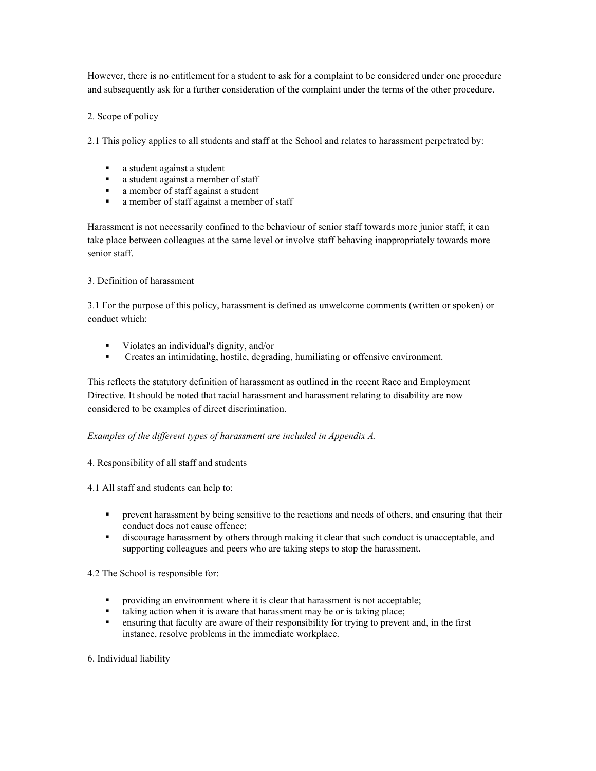However, there is no entitlement for a student to ask for a complaint to be considered under one procedure and subsequently ask for a further consideration of the complaint under the terms of the other procedure.

## 2. Scope of policy

2.1 This policy applies to all students and staff at the School and relates to harassment perpetrated by:

- a student against a student
- a student against a member of staff
- a member of staff against a student
- a member of staff against a member of staff

Harassment is not necessarily confined to the behaviour of senior staff towards more junior staff; it can take place between colleagues at the same level or involve staff behaving inappropriately towards more senior staff.

## 3. Definition of harassment

3.1 For the purpose of this policy, harassment is defined as unwelcome comments (written or spoken) or conduct which:

- Violates an individual's dignity, and/or
- Creates an intimidating, hostile, degrading, humiliating or offensive environment.

This reflects the statutory definition of harassment as outlined in the recent Race and Employment Directive. It should be noted that racial harassment and harassment relating to disability are now considered to be examples of direct discrimination.

*Examples of the different types of harassment are included in Appendix A.*

## 4. Responsibility of all staff and students

4.1 All staff and students can help to:

- prevent harassment by being sensitive to the reactions and needs of others, and ensuring that their conduct does not cause offence;
- discourage harassment by others through making it clear that such conduct is unacceptable, and supporting colleagues and peers who are taking steps to stop the harassment.

4.2 The School is responsible for:

- providing an environment where it is clear that harassment is not acceptable;
- taking action when it is aware that harassment may be or is taking place;
- ensuring that faculty are aware of their responsibility for trying to prevent and, in the first instance, resolve problems in the immediate workplace.

## 6. Individual liability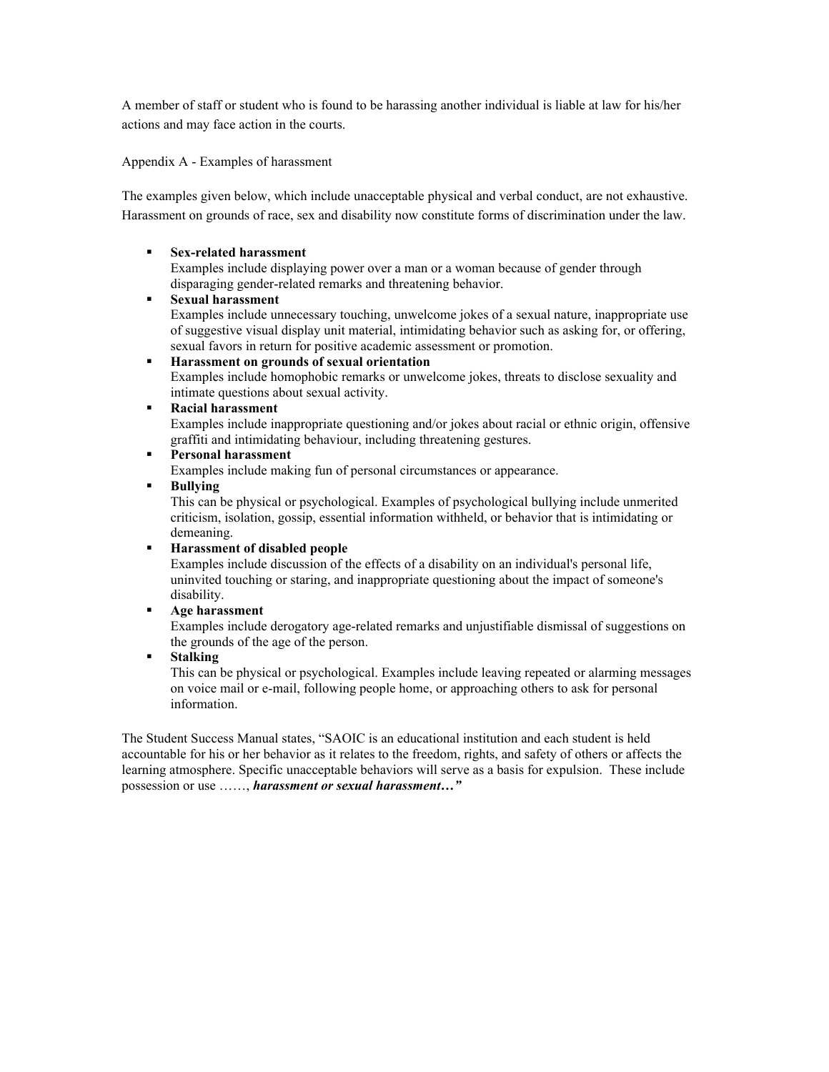A member of staff or student who is found to be harassing another individual is liable at law for his/her actions and may face action in the courts.

Appendix A - Examples of harassment

The examples given below, which include unacceptable physical and verbal conduct, are not exhaustive. Harassment on grounds of race, sex and disability now constitute forms of discrimination under the law.

- **Sex-related harassment**
  Examples include displaying power over a man or a woman because of gender through disparaging gender-related remarks and threatening behavior.
- **Sexual harassment**
  Examples include unnecessary touching, unwelcome jokes of a sexual nature, inappropriate use of suggestive visual display unit material, intimidating behavior such as asking for, or offering, sexual favors in return for positive academic assessment or promotion.
- **Harassment on grounds of sexual orientation**
  Examples include homophobic remarks or unwelcome jokes, threats to disclose sexuality and intimate questions about sexual activity.
- **Racial harassment**
  Examples include inappropriate questioning and/or jokes about racial or ethnic origin, offensive graffiti and intimidating behaviour, including threatening gestures.
- **Personal harassment**
  Examples include making fun of personal circumstances or appearance.
- **Bullying**
  This can be physical or psychological. Examples of psychological bullying include unmerited criticism, isolation, gossip, essential information withheld, or behavior that is intimidating or demeaning.
- **Harassment of disabled people**
  Examples include discussion of the effects of a disability on an individual's personal life, uninvited touching or staring, and inappropriate questioning about the impact of someone's disability.
- **Age harassment**
  Examples include derogatory age-related remarks and unjustifiable dismissal of suggestions on the grounds of the age of the person.
- **Stalking**
  This can be physical or psychological. Examples include leaving repeated or alarming messages on voice mail or e-mail, following people home, or approaching others to ask for personal information.

The Student Success Manual states, "SAOIC is an educational institution and each student is held accountable for his or her behavior as it relates to the freedom, rights, and safety of others or affects the learning atmosphere. Specific unacceptable behaviors will serve as a basis for expulsion. These include possession or use ……, ***harassment or sexual harassment…"***